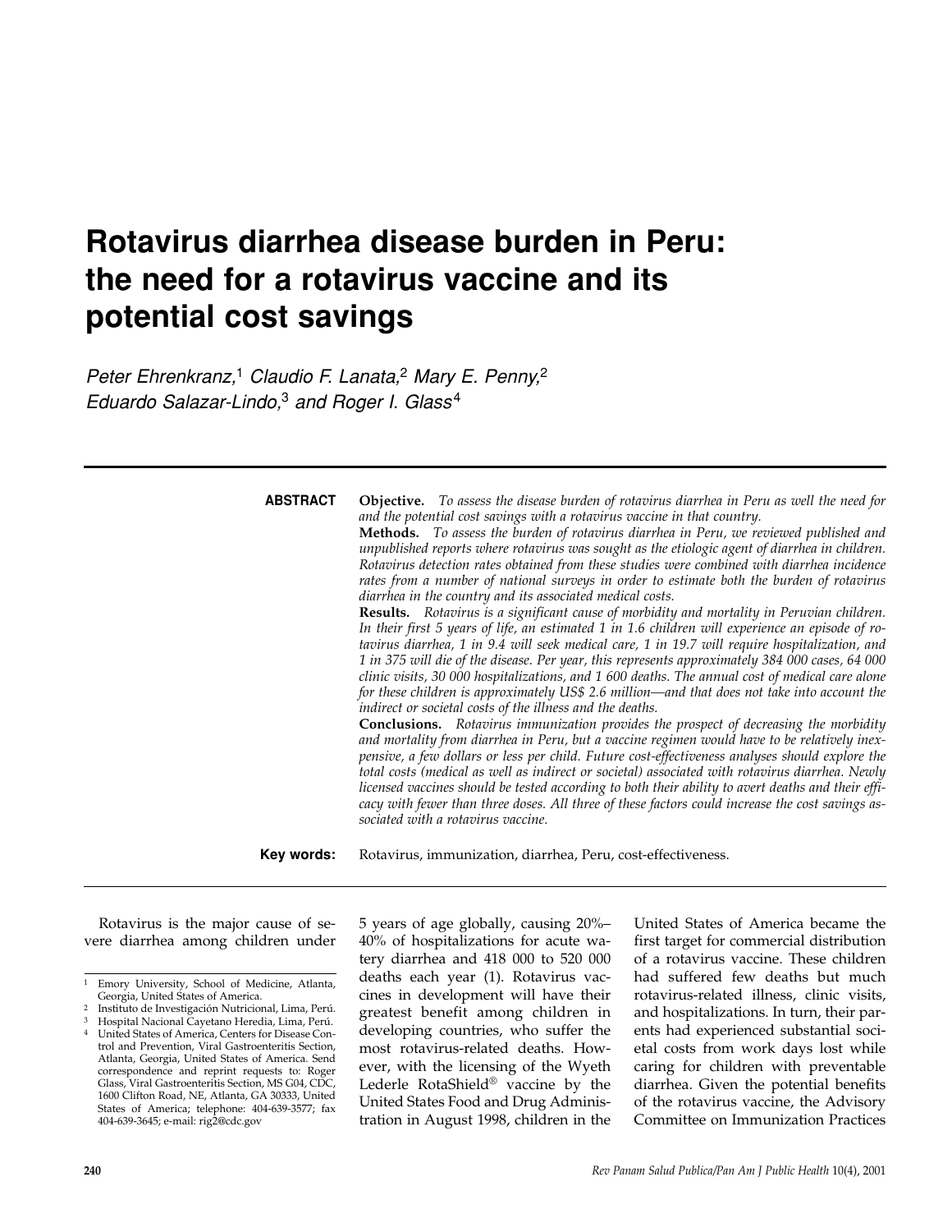# Rotavirus diarrhea disease burden in Peru: the need for a rotavirus vaccine and its potential cost savings

*Peter Ehrenkranz,[1] Claudio F. Lanata,[2] Mary E. Penny,[2] Eduardo Salazar-Lindo,[3] and Roger I. Glass[4]*

**ABSTRACT**

**Objective.** *To assess the disease burden of rotavirus diarrhea in Peru as well the need for and the potential cost savings with a rotavirus vaccine in that country.*

**Methods.** *To assess the burden of rotavirus diarrhea in Peru, we reviewed published and unpublished reports where rotavirus was sought as the etiologic agent of diarrhea in children. Rotavirus detection rates obtained from these studies were combined with diarrhea incidence rates from a number of national surveys in order to estimate both the burden of rotavirus diarrhea in the country and its associated medical costs.*

**Results.** *Rotavirus is a significant cause of morbidity and mortality in Peruvian children. In their first 5 years of life, an estimated 1 in 1.6 children will experience an episode of rotavirus diarrhea, 1 in 9.4 will seek medical care, 1 in 19.7 will require hospitalization, and 1 in 375 will die of the disease. Per year, this represents approximately 384 000 cases, 64 000 clinic visits, 30 000 hospitalizations, and 1 600 deaths. The annual cost of medical care alone for these children is approximately US$ 2.6 million—and that does not take into account the indirect or societal costs of the illness and the deaths.*

**Conclusions.** *Rotavirus immunization provides the prospect of decreasing the morbidity and mortality from diarrhea in Peru, but a vaccine regimen would have to be relatively inexpensive, a few dollars or less per child. Future cost-effectiveness analyses should explore the total costs (medical as well as indirect or societal) associated with rotavirus diarrhea. Newly licensed vaccines should be tested according to both their ability to avert deaths and their efficacy with fewer than three doses. All three of these factors could increase the cost savings associated with a rotavirus vaccine.*

**Key words:** Rotavirus, immunization, diarrhea, Peru, cost-effectiveness.

---

Rotavirus is the major cause of severe diarrhea among children under 5 years of age globally, causing 20%–40% of hospitalizations for acute watery diarrhea and 418 000 to 520 000 deaths each year (1). Rotavirus vaccines in development will have their greatest benefit among children in developing countries, who suffer the most rotavirus-related deaths. However, with the licensing of the Wyeth Lederle RotaShield® vaccine by the United States Food and Drug Administration in August 1998, children in the United States of America became the first target for commercial distribution of a rotavirus vaccine. These children had suffered few deaths but much rotavirus-related illness, clinic visits, and hospitalizations. In turn, their parents had experienced substantial societal costs from work days lost while caring for children with preventable diarrhea. Given the potential benefits of the rotavirus vaccine, the Advisory Committee on Immunization Practices

---

[1] Emory University, School of Medicine, Atlanta, Georgia, United States of America.

[2] Instituto de Investigación Nutricional, Lima, Perú.

[3] Hospital Nacional Cayetano Heredia, Lima, Perú.

[4] United States of America, Centers for Disease Control and Prevention, Viral Gastroenteritis Section, Atlanta, Georgia, United States of America. Send correspondence and reprint requests to: Roger Glass, Viral Gastroenteritis Section, MS G04, CDC, 1600 Clifton Road, NE, Atlanta, GA 30333, United States of America; telephone: 404-639-3577; fax 404-639-3645; e-mail: rig2@cdc.gov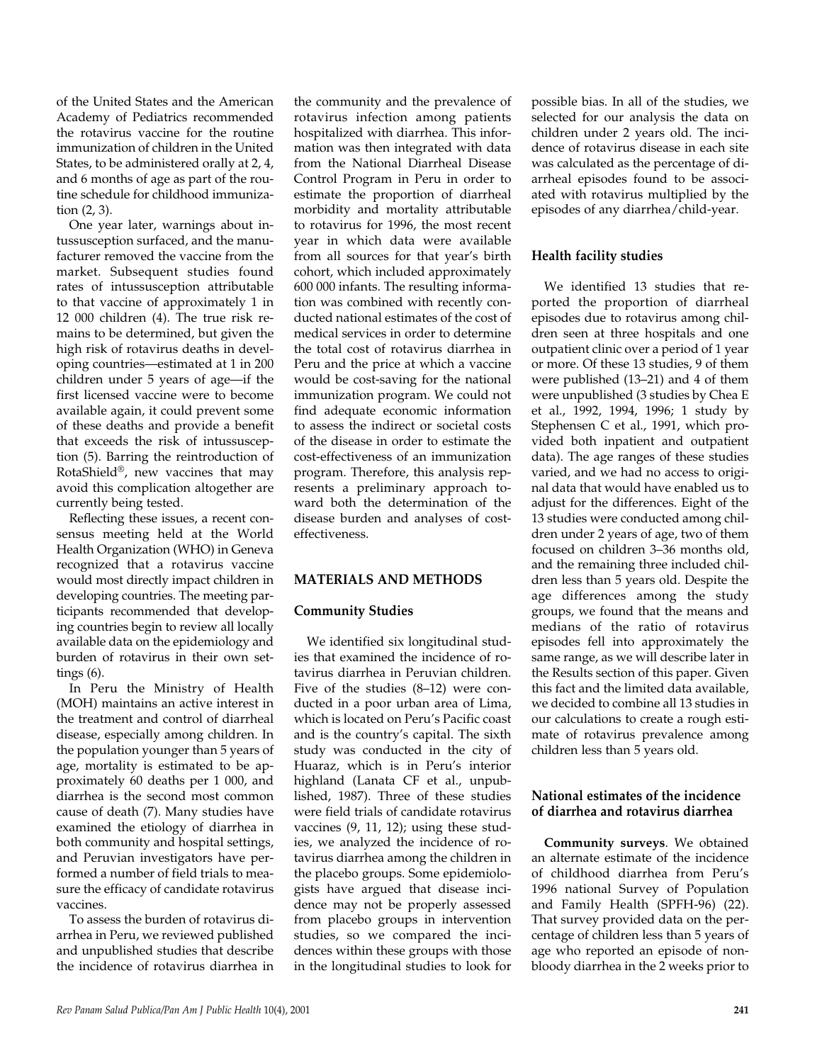of the United States and the American Academy of Pediatrics recommended the rotavirus vaccine for the routine immunization of children in the United States, to be administered orally at 2, 4, and 6 months of age as part of the routine schedule for childhood immunization (2, 3).

One year later, warnings about intussusception surfaced, and the manufacturer removed the vaccine from the market. Subsequent studies found rates of intussusception attributable to that vaccine of approximately 1 in 12 000 children (4). The true risk remains to be determined, but given the high risk of rotavirus deaths in developing countries—estimated at 1 in 200 children under 5 years of age—if the first licensed vaccine were to become available again, it could prevent some of these deaths and provide a benefit that exceeds the risk of intussusception (5). Barring the reintroduction of RotaShield®, new vaccines that may avoid this complication altogether are currently being tested.

Reflecting these issues, a recent consensus meeting held at the World Health Organization (WHO) in Geneva recognized that a rotavirus vaccine would most directly impact children in developing countries. The meeting participants recommended that developing countries begin to review all locally available data on the epidemiology and burden of rotavirus in their own settings (6).

In Peru the Ministry of Health (MOH) maintains an active interest in the treatment and control of diarrheal disease, especially among children. In the population younger than 5 years of age, mortality is estimated to be approximately 60 deaths per 1 000, and diarrhea is the second most common cause of death (7). Many studies have examined the etiology of diarrhea in both community and hospital settings, and Peruvian investigators have performed a number of field trials to measure the efficacy of candidate rotavirus vaccines.

To assess the burden of rotavirus diarrhea in Peru, we reviewed published and unpublished studies that describe the incidence of rotavirus diarrhea in the community and the prevalence of rotavirus infection among patients hospitalized with diarrhea. This information was then integrated with data from the National Diarrheal Disease Control Program in Peru in order to estimate the proportion of diarrheal morbidity and mortality attributable to rotavirus for 1996, the most recent year in which data were available from all sources for that year's birth cohort, which included approximately 600 000 infants. The resulting information was combined with recently conducted national estimates of the cost of medical services in order to determine the total cost of rotavirus diarrhea in Peru and the price at which a vaccine would be cost-saving for the national immunization program. We could not find adequate economic information to assess the indirect or societal costs of the disease in order to estimate the cost-effectiveness of an immunization program. Therefore, this analysis represents a preliminary approach toward both the determination of the disease burden and analyses of cost-effectiveness.

## MATERIALS AND METHODS

### Community Studies

We identified six longitudinal studies that examined the incidence of rotavirus diarrhea in Peruvian children. Five of the studies (8–12) were conducted in a poor urban area of Lima, which is located on Peru's Pacific coast and is the country's capital. The sixth study was conducted in the city of Huaraz, which is in Peru's interior highland (Lanata CF et al., unpublished, 1987). Three of these studies were field trials of candidate rotavirus vaccines (9, 11, 12); using these studies, we analyzed the incidence of rotavirus diarrhea among the children in the placebo groups. Some epidemiologists have argued that disease incidence may not be properly assessed from placebo groups in intervention studies, so we compared the incidences within these groups with those in the longitudinal studies to look for possible bias. In all of the studies, we selected for our analysis the data on children under 2 years old. The incidence of rotavirus disease in each site was calculated as the percentage of diarrheal episodes found to be associated with rotavirus multiplied by the episodes of any diarrhea/child-year.

### Health facility studies

We identified 13 studies that reported the proportion of diarrheal episodes due to rotavirus among children seen at three hospitals and one outpatient clinic over a period of 1 year or more. Of these 13 studies, 9 of them were published (13–21) and 4 of them were unpublished (3 studies by Chea E et al., 1992, 1994, 1996; 1 study by Stephensen C et al., 1991, which provided both inpatient and outpatient data). The age ranges of these studies varied, and we had no access to original data that would have enabled us to adjust for the differences. Eight of the 13 studies were conducted among children under 2 years of age, two of them focused on children 3–36 months old, and the remaining three included children less than 5 years old. Despite the age differences among the study groups, we found that the means and medians of the ratio of rotavirus episodes fell into approximately the same range, as we will describe later in the Results section of this paper. Given this fact and the limited data available, we decided to combine all 13 studies in our calculations to create a rough estimate of rotavirus prevalence among children less than 5 years old.

### National estimates of the incidence of diarrhea and rotavirus diarrhea

**Community surveys**. We obtained an alternate estimate of the incidence of childhood diarrhea from Peru's 1996 national Survey of Population and Family Health (SPFH-96) (22). That survey provided data on the percentage of children less than 5 years of age who reported an episode of nonbloody diarrhea in the 2 weeks prior to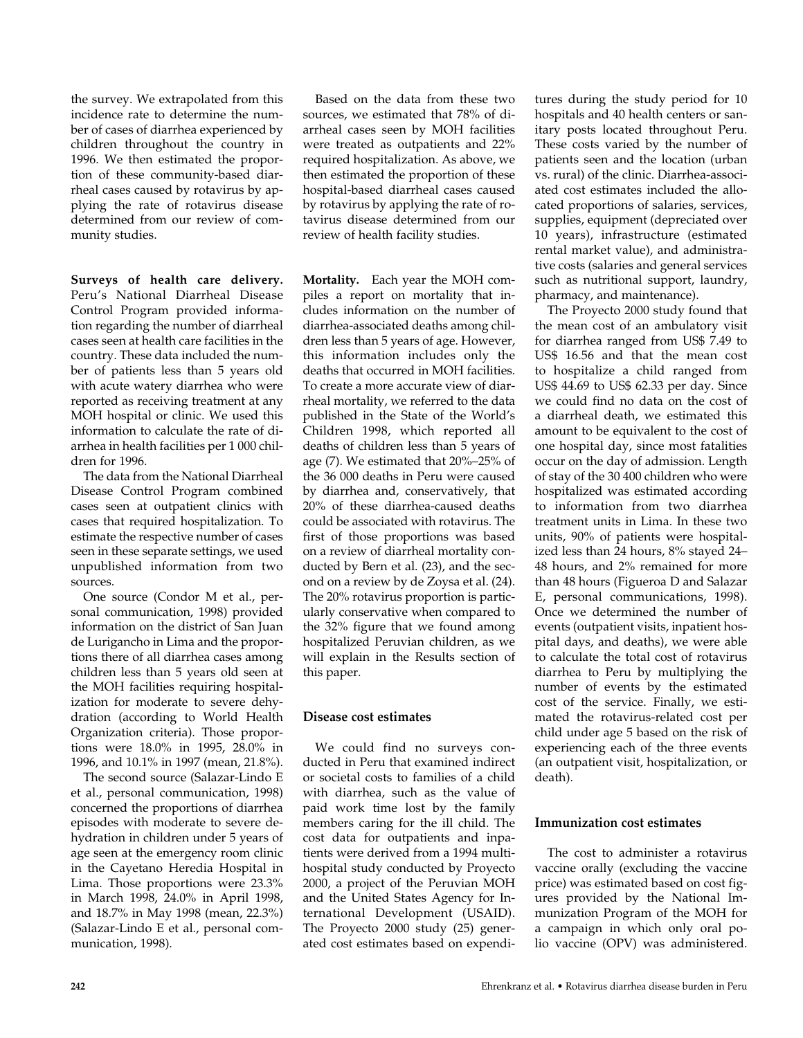the survey. We extrapolated from this incidence rate to determine the number of cases of diarrhea experienced by children throughout the country in 1996. We then estimated the proportion of these community-based diarrheal cases caused by rotavirus by applying the rate of rotavirus disease determined from our review of community studies.

**Surveys of health care delivery.** Peru's National Diarrheal Disease Control Program provided information regarding the number of diarrheal cases seen at health care facilities in the country. These data included the number of patients less than 5 years old with acute watery diarrhea who were reported as receiving treatment at any MOH hospital or clinic. We used this information to calculate the rate of diarrhea in health facilities per 1 000 children for 1996.

The data from the National Diarrheal Disease Control Program combined cases seen at outpatient clinics with cases that required hospitalization. To estimate the respective number of cases seen in these separate settings, we used unpublished information from two sources.

One source (Condor M et al., personal communication, 1998) provided information on the district of San Juan de Lurigancho in Lima and the proportions there of all diarrhea cases among children less than 5 years old seen at the MOH facilities requiring hospitalization for moderate to severe dehydration (according to World Health Organization criteria). Those proportions were 18.0% in 1995, 28.0% in 1996, and 10.1% in 1997 (mean, 21.8%).

The second source (Salazar-Lindo E et al., personal communication, 1998) concerned the proportions of diarrhea episodes with moderate to severe dehydration in children under 5 years of age seen at the emergency room clinic in the Cayetano Heredia Hospital in Lima. Those proportions were 23.3% in March 1998, 24.0% in April 1998, and 18.7% in May 1998 (mean, 22.3%) (Salazar-Lindo E et al., personal communication, 1998).

Based on the data from these two sources, we estimated that 78% of diarrheal cases seen by MOH facilities were treated as outpatients and 22% required hospitalization. As above, we then estimated the proportion of these hospital-based diarrheal cases caused by rotavirus by applying the rate of rotavirus disease determined from our review of health facility studies.

**Mortality.** Each year the MOH compiles a report on mortality that includes information on the number of diarrhea-associated deaths among children less than 5 years of age. However, this information includes only the deaths that occurred in MOH facilities. To create a more accurate view of diarrheal mortality, we referred to the data published in the State of the World's Children 1998, which reported all deaths of children less than 5 years of age (7). We estimated that 20%–25% of the 36 000 deaths in Peru were caused by diarrhea and, conservatively, that 20% of these diarrhea-caused deaths could be associated with rotavirus. The first of those proportions was based on a review of diarrheal mortality conducted by Bern et al. (23), and the second on a review by de Zoysa et al. (24). The 20% rotavirus proportion is particularly conservative when compared to the 32% figure that we found among hospitalized Peruvian children, as we will explain in the Results section of this paper.

### Disease cost estimates

We could find no surveys conducted in Peru that examined indirect or societal costs to families of a child with diarrhea, such as the value of paid work time lost by the family members caring for the ill child. The cost data for outpatients and inpatients were derived from a 1994 multi-hospital study conducted by Proyecto 2000, a project of the Peruvian MOH and the United States Agency for International Development (USAID). The Proyecto 2000 study (25) generated cost estimates based on expenditures during the study period for 10 hospitals and 40 health centers or sanitary posts located throughout Peru. These costs varied by the number of patients seen and the location (urban vs. rural) of the clinic. Diarrhea-associated cost estimates included the allocated proportions of salaries, services, supplies, equipment (depreciated over 10 years), infrastructure (estimated rental market value), and administrative costs (salaries and general services such as nutritional support, laundry, pharmacy, and maintenance).

The Proyecto 2000 study found that the mean cost of an ambulatory visit for diarrhea ranged from US$ 7.49 to US$ 16.56 and that the mean cost to hospitalize a child ranged from US$ 44.69 to US$ 62.33 per day. Since we could find no data on the cost of a diarrheal death, we estimated this amount to be equivalent to the cost of one hospital day, since most fatalities occur on the day of admission. Length of stay of the 30 400 children who were hospitalized was estimated according to information from two diarrhea treatment units in Lima. In these two units, 90% of patients were hospitalized less than 24 hours, 8% stayed 24–48 hours, and 2% remained for more than 48 hours (Figueroa D and Salazar E, personal communications, 1998). Once we determined the number of events (outpatient visits, inpatient hospital days, and deaths), we were able to calculate the total cost of rotavirus diarrhea to Peru by multiplying the number of events by the estimated cost of the service. Finally, we estimated the rotavirus-related cost per child under age 5 based on the risk of experiencing each of the three events (an outpatient visit, hospitalization, or death).

### Immunization cost estimates

The cost to administer a rotavirus vaccine orally (excluding the vaccine price) was estimated based on cost figures provided by the National Immunization Program of the MOH for a campaign in which only oral polio vaccine (OPV) was administered.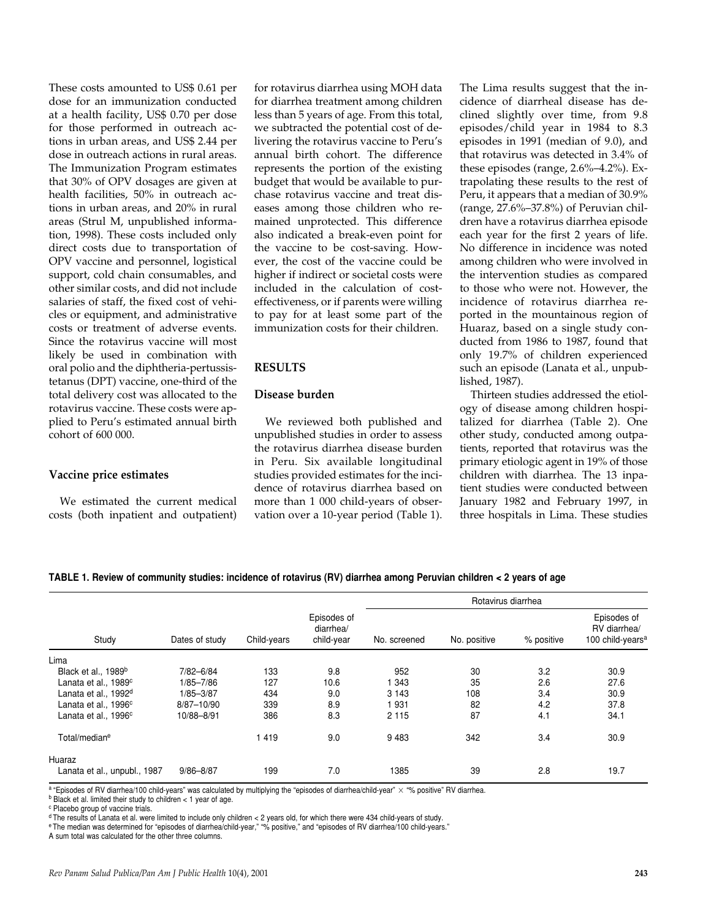These costs amounted to US$ 0.61 per dose for an immunization conducted at a health facility, US$ 0.70 per dose for those performed in outreach actions in urban areas, and US$ 2.44 per dose in outreach actions in rural areas. The Immunization Program estimates that 30% of OPV dosages are given at health facilities, 50% in outreach actions in urban areas, and 20% in rural areas (Strul M, unpublished information, 1998). These costs included only direct costs due to transportation of OPV vaccine and personnel, logistical support, cold chain consumables, and other similar costs, and did not include salaries of staff, the fixed cost of vehicles or equipment, and administrative costs or treatment of adverse events. Since the rotavirus vaccine will most likely be used in combination with oral polio and the diphtheria-pertussis-tetanus (DPT) vaccine, one-third of the total delivery cost was allocated to the rotavirus vaccine. These costs were applied to Peru's estimated annual birth cohort of 600 000.

### Vaccine price estimates

We estimated the current medical costs (both inpatient and outpatient) for rotavirus diarrhea using MOH data for diarrhea treatment among children less than 5 years of age. From this total, we subtracted the potential cost of delivering the rotavirus vaccine to Peru's annual birth cohort. The difference represents the portion of the existing budget that would be available to purchase rotavirus vaccine and treat diseases among those children who remained unprotected. This difference also indicated a break-even point for the vaccine to be cost-saving. However, the cost of the vaccine could be higher if indirect or societal costs were included in the calculation of cost-effectiveness, or if parents were willing to pay for at least some part of the immunization costs for their children.

## RESULTS

### Disease burden

We reviewed both published and unpublished studies in order to assess the rotavirus diarrhea disease burden in Peru. Six available longitudinal studies provided estimates for the incidence of rotavirus diarrhea based on more than 1 000 child-years of observation over a 10-year period (Table 1). The Lima results suggest that the incidence of diarrheal disease has declined slightly over time, from 9.8 episodes/child year in 1984 to 8.3 episodes in 1991 (median of 9.0), and that rotavirus was detected in 3.4% of these episodes (range, 2.6%–4.2%). Extrapolating these results to the rest of Peru, it appears that a median of 30.9% (range, 27.6%–37.8%) of Peruvian children have a rotavirus diarrhea episode each year for the first 2 years of life. No difference in incidence was noted among children who were involved in the intervention studies as compared to those who were not. However, the incidence of rotavirus diarrhea reported in the mountainous region of Huaraz, based on a single study conducted from 1986 to 1987, found that only 19.7% of children experienced such an episode (Lanata et al., unpublished, 1987).

Thirteen studies addressed the etiology of disease among children hospitalized for diarrhea (Table 2). One other study, conducted among outpatients, reported that rotavirus was the primary etiologic agent in 19% of those children with diarrhea. The 13 inpatient studies were conducted between January 1982 and February 1997, in three hospitals in Lima. These studies

**TABLE 1. Review of community studies: incidence of rotavirus (RV) diarrhea among Peruvian children < 2 years of age**

| Study | Dates of study | Child-years | Episodes of diarrhea/ child-year | Rotavirus diarrhea | | | |
|---|---|---|---|---|---|---|---|
| | | | | No. screened | No. positive | % positive | Episodes of RV diarrhea/ 100 child-years[a] |
| Lima | | | | | | | |
| Black et al., 1989[b] | 7/82–6/84 | 133 | 9.8 | 952 | 30 | 3.2 | 30.9 |
| Lanata et al., 1989[c] | 1/85–7/86 | 127 | 10.6 | 1 343 | 35 | 2.6 | 27.6 |
| Lanata et al., 1992[d] | 1/85–3/87 | 434 | 9.0 | 3 143 | 108 | 3.4 | 30.9 |
| Lanata et al., 1996[c] | 8/87–10/90 | 339 | 8.9 | 1 931 | 82 | 4.2 | 37.8 |
| Lanata et al., 1996[c] | 10/88–8/91 | 386 | 8.3 | 2 115 | 87 | 4.1 | 34.1 |
| Total/median[e] | | 1 419 | 9.0 | 9 483 | 342 | 3.4 | 30.9 |
| Huaraz | | | | | | | |
| Lanata et al., unpubl., 1987 | 9/86–8/87 | 199 | 7.0 | 1385 | 39 | 2.8 | 19.7 |

[a] "Episodes of RV diarrhea/100 child-years" was calculated by multiplying the "episodes of diarrhea/child-year" × "% positive" RV diarrhea.
[b] Black et al. limited their study to children < 1 year of age.
[c] Placebo group of vaccine trials.
[d] The results of Lanata et al. were limited to include only children < 2 years old, for which there were 434 child-years of study.
[e] The median was determined for "episodes of diarrhea/child-year," "% positive," and "episodes of RV diarrhea/100 child-years."
A sum total was calculated for the other three columns.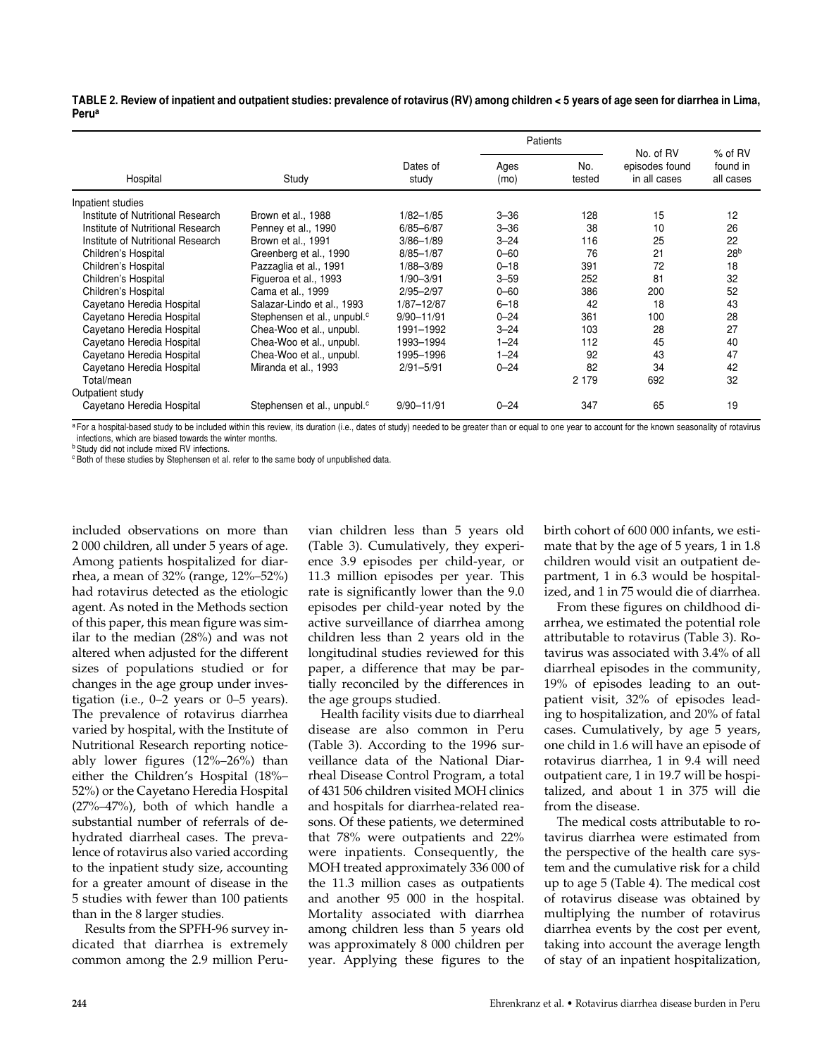**TABLE 2. Review of inpatient and outpatient studies: prevalence of rotavirus (RV) among children < 5 years of age seen for diarrhea in Lima, Peru[a]**

| Hospital | Study | Dates of study | Patients | | No. of RV episodes found in all cases | % of RV found in all cases |
|---|---|---|---|---|---|---|
| | | | Ages (mo) | No. tested | | |
| Inpatient studies | | | | | | |
| Institute of Nutritional Research | Brown et al., 1988 | 1/82–1/85 | 3–36 | 128 | 15 | 12 |
| Institute of Nutritional Research | Penney et al., 1990 | 6/85–6/87 | 3–36 | 38 | 10 | 26 |
| Institute of Nutritional Research | Brown et al., 1991 | 3/86–1/89 | 3–24 | 116 | 25 | 22 |
| Children's Hospital | Greenberg et al., 1990 | 8/85–1/87 | 0–60 | 76 | 21 | 28[b] |
| Children's Hospital | Pazzaglia et al., 1991 | 1/88–3/89 | 0–18 | 391 | 72 | 18 |
| Children's Hospital | Figueroa et al., 1993 | 1/90–3/91 | 3–59 | 252 | 81 | 32 |
| Children's Hospital | Cama et al., 1999 | 2/95–2/97 | 0–60 | 386 | 200 | 52 |
| Cayetano Heredia Hospital | Salazar-Lindo et al., 1993 | 1/87–12/87 | 6–18 | 42 | 18 | 43 |
| Cayetano Heredia Hospital | Stephensen et al., unpubl.[c] | 9/90–11/91 | 0–24 | 361 | 100 | 28 |
| Cayetano Heredia Hospital | Chea-Woo et al., unpubl. | 1991–1992 | 3–24 | 103 | 28 | 27 |
| Cayetano Heredia Hospital | Chea-Woo et al., unpubl. | 1993–1994 | 1–24 | 112 | 45 | 40 |
| Cayetano Heredia Hospital | Chea-Woo et al., unpubl. | 1995–1996 | 1–24 | 92 | 43 | 47 |
| Cayetano Heredia Hospital | Miranda et al., 1993 | 2/91–5/91 | 0–24 | 82 | 34 | 42 |
| Total/mean | | | | 2 179 | 692 | 32 |
| Outpatient study | | | | | | |
| Cayetano Heredia Hospital | Stephensen et al., unpubl.[c] | 9/90–11/91 | 0–24 | 347 | 65 | 19 |

[a] For a hospital-based study to be included within this review, its duration (i.e., dates of study) needed to be greater than or equal to one year to account for the known seasonality of rotavirus infections, which are biased towards the winter months.
[b] Study did not include mixed RV infections.
[c] Both of these studies by Stephensen et al. refer to the same body of unpublished data.

included observations on more than 2 000 children, all under 5 years of age. Among patients hospitalized for diarrhea, a mean of 32% (range, 12%–52%) had rotavirus detected as the etiologic agent. As noted in the Methods section of this paper, this mean figure was similar to the median (28%) and was not altered when adjusted for the different sizes of populations studied or for changes in the age group under investigation (i.e., 0–2 years or 0–5 years). The prevalence of rotavirus diarrhea varied by hospital, with the Institute of Nutritional Research reporting noticeably lower figures (12%–26%) than either the Children's Hospital (18%–52%) or the Cayetano Heredia Hospital (27%–47%), both of which handle a substantial number of referrals of dehydrated diarrheal cases. The prevalence of rotavirus also varied according to the inpatient study size, accounting for a greater amount of disease in the 5 studies with fewer than 100 patients than in the 8 larger studies.

Results from the SPFH-96 survey indicated that diarrhea is extremely common among the 2.9 million Peruvian children less than 5 years old (Table 3). Cumulatively, they experience 3.9 episodes per child-year, or 11.3 million episodes per year. This rate is significantly lower than the 9.0 episodes per child-year noted by the active surveillance of diarrhea among children less than 2 years old in the longitudinal studies reviewed for this paper, a difference that may be partially reconciled by the differences in the age groups studied.

Health facility visits due to diarrheal disease are also common in Peru (Table 3). According to the 1996 surveillance data of the National Diarrheal Disease Control Program, a total of 431 506 children visited MOH clinics and hospitals for diarrhea-related reasons. Of these patients, we determined that 78% were outpatients and 22% were inpatients. Consequently, the MOH treated approximately 336 000 of the 11.3 million cases as outpatients and another 95 000 in the hospital. Mortality associated with diarrhea among children less than 5 years old was approximately 8 000 children per year. Applying these figures to the birth cohort of 600 000 infants, we estimate that by the age of 5 years, 1 in 1.8 children would visit an outpatient department, 1 in 6.3 would be hospitalized, and 1 in 75 would die of diarrhea.

From these figures on childhood diarrhea, we estimated the potential role attributable to rotavirus (Table 3). Rotavirus was associated with 3.4% of all diarrheal episodes in the community, 19% of episodes leading to an outpatient visit, 32% of episodes leading to hospitalization, and 20% of fatal cases. Cumulatively, by age 5 years, one child in 1.6 will have an episode of rotavirus diarrhea, 1 in 9.4 will need outpatient care, 1 in 19.7 will be hospitalized, and about 1 in 375 will die from the disease.

The medical costs attributable to rotavirus diarrhea were estimated from the perspective of the health care system and the cumulative risk for a child up to age 5 (Table 4). The medical cost of rotavirus disease was obtained by multiplying the number of rotavirus diarrhea events by the cost per event, taking into account the average length of stay of an inpatient hospitalization,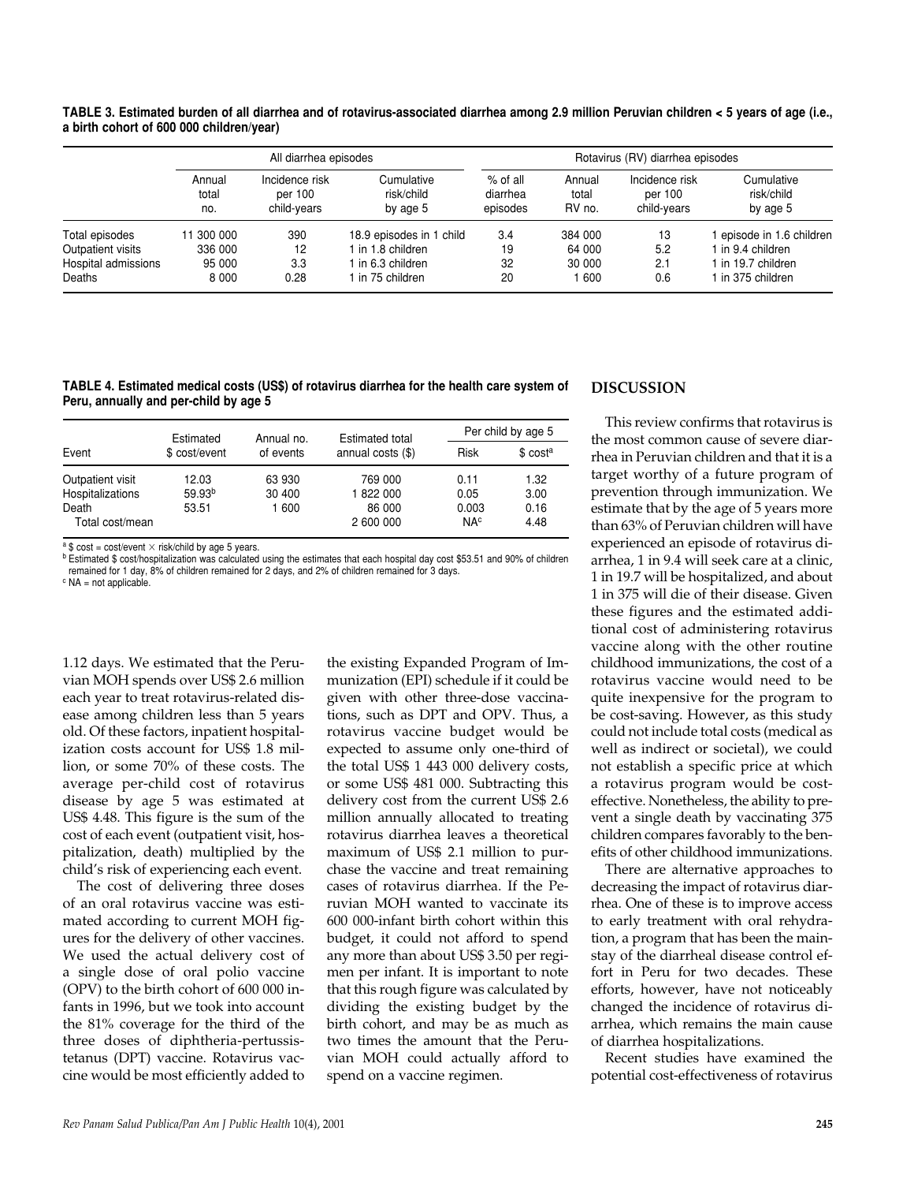**TABLE 3. Estimated burden of all diarrhea and of rotavirus-associated diarrhea among 2.9 million Peruvian children < 5 years of age (i.e., a birth cohort of 600 000 children/year)**

| | All diarrhea episodes | | | Rotavirus (RV) diarrhea episodes | | | |
|---|---|---|---|---|---|---|---|
| | Annual total no. | Incidence risk per 100 child-years | Cumulative risk/child by age 5 | % of all diarrhea episodes | Annual total RV no. | Incidence risk per 100 child-years | Cumulative risk/child by age 5 |
| Total episodes | 11 300 000 | 390 | 18.9 episodes in 1 child | 3.4 | 384 000 | 13 | 1 episode in 1.6 children |
| Outpatient visits | 336 000 | 12 | 1 in 1.8 children | 19 | 64 000 | 5.2 | 1 in 9.4 children |
| Hospital admissions | 95 000 | 3.3 | 1 in 6.3 children | 32 | 30 000 | 2.1 | 1 in 19.7 children |
| Deaths | 8 000 | 0.28 | 1 in 75 children | 20 | 1 600 | 0.6 | 1 in 375 children |

**TABLE 4. Estimated medical costs (US$) of rotavirus diarrhea for the health care system of Peru, annually and per-child by age 5**

| Event | Estimated $ cost/event | Annual no. of events | Estimated total annual costs ($) | Per child by age 5 | |
|---|---|---|---|---|---|
| | | | | Risk | $ cost[a] |
| Outpatient visit | 12.03 | 63 930 | 769 000 | 0.11 | 1.32 |
| Hospitalizations | 59.93[b] | 30 400 | 1 822 000 | 0.05 | 3.00 |
| Death | 53.51 | 1 600 | 86 000 | 0.003 | 0.16 |
| Total cost/mean | | | 2 600 000 | NA[c] | 4.48 |

[a] $ cost = cost/event × risk/child by age 5 years.
[b] Estimated $ cost/hospitalization was calculated using the estimates that each hospital day cost $53.51 and 90% of children remained for 1 day, 8% of children remained for 2 days, and 2% of children remained for 3 days.
[c] NA = not applicable.

1.12 days. We estimated that the Peruvian MOH spends over US$ 2.6 million each year to treat rotavirus-related disease among children less than 5 years old. Of these factors, inpatient hospitalization costs account for US$ 1.8 million, or some 70% of these costs. The average per-child cost of rotavirus disease by age 5 was estimated at US$ 4.48. This figure is the sum of the cost of each event (outpatient visit, hospitalization, death) multiplied by the child's risk of experiencing each event.

The cost of delivering three doses of an oral rotavirus vaccine was estimated according to current MOH figures for the delivery of other vaccines. We used the actual delivery cost of a single dose of oral polio vaccine (OPV) to the birth cohort of 600 000 infants in 1996, but we took into account the 81% coverage for the third of the three doses of diphtheria-pertussis-tetanus (DPT) vaccine. Rotavirus vaccine would be most efficiently added to the existing Expanded Program of Immunization (EPI) schedule if it could be given with other three-dose vaccinations, such as DPT and OPV. Thus, a rotavirus vaccine budget would be expected to assume only one-third of the total US$ 1 443 000 delivery costs, or some US$ 481 000. Subtracting this delivery cost from the current US$ 2.6 million annually allocated to treating rotavirus diarrhea leaves a theoretical maximum of US$ 2.1 million to purchase the vaccine and treat remaining cases of rotavirus diarrhea. If the Peruvian MOH wanted to vaccinate its 600 000-infant birth cohort within this budget, it could not afford to spend any more than about US$ 3.50 per regimen per infant. It is important to note that this rough figure was calculated by dividing the existing budget by the birth cohort, and may be as much as two times the amount that the Peruvian MOH could actually afford to spend on a vaccine regimen.

## DISCUSSION

This review confirms that rotavirus is the most common cause of severe diarrhea in Peruvian children and that it is a target worthy of a future program of prevention through immunization. We estimate that by the age of 5 years more than 63% of Peruvian children will have experienced an episode of rotavirus diarrhea, 1 in 9.4 will seek care at a clinic, 1 in 19.7 will be hospitalized, and about 1 in 375 will die of their disease. Given these figures and the estimated additional cost of administering rotavirus vaccine along with the other routine childhood immunizations, the cost of a rotavirus vaccine would need to be quite inexpensive for the program to be cost-saving. However, as this study could not include total costs (medical as well as indirect or societal), we could not establish a specific price at which a rotavirus program would be cost-effective. Nonetheless, the ability to prevent a single death by vaccinating 375 children compares favorably to the benefits of other childhood immunizations.

There are alternative approaches to decreasing the impact of rotavirus diarrhea. One of these is to improve access to early treatment with oral rehydration, a program that has been the mainstay of the diarrheal disease control effort in Peru for two decades. These efforts, however, have not noticeably changed the incidence of rotavirus diarrhea, which remains the main cause of diarrhea hospitalizations.

Recent studies have examined the potential cost-effectiveness of rotavirus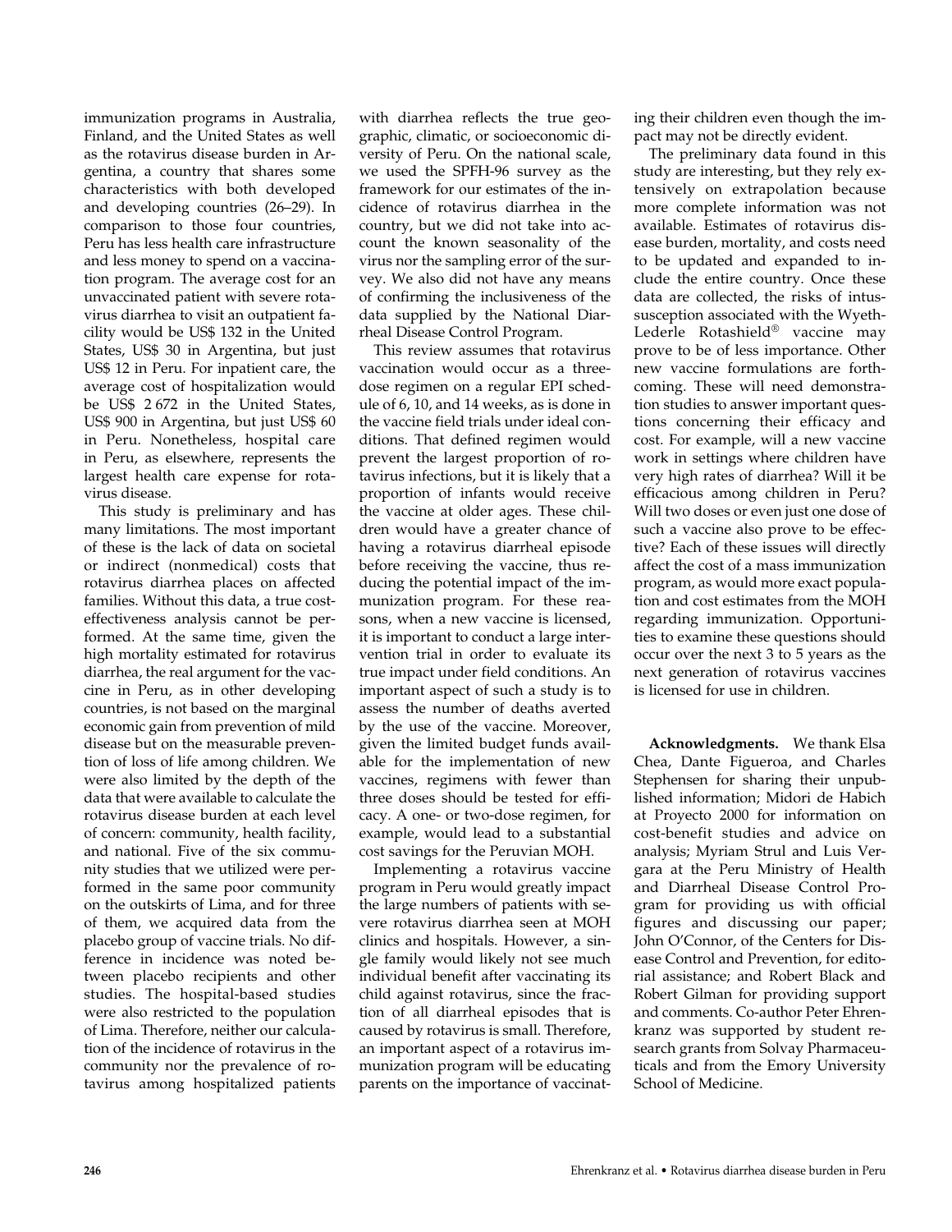immunization programs in Australia, Finland, and the United States as well as the rotavirus disease burden in Argentina, a country that shares some characteristics with both developed and developing countries (26–29). In comparison to those four countries, Peru has less health care infrastructure and less money to spend on a vaccination program. The average cost for an unvaccinated patient with severe rotavirus diarrhea to visit an outpatient facility would be US$ 132 in the United States, US$ 30 in Argentina, but just US$ 12 in Peru. For inpatient care, the average cost of hospitalization would be US$ 2 672 in the United States, US$ 900 in Argentina, but just US$ 60 in Peru. Nonetheless, hospital care in Peru, as elsewhere, represents the largest health care expense for rotavirus disease.

This study is preliminary and has many limitations. The most important of these is the lack of data on societal or indirect (nonmedical) costs that rotavirus diarrhea places on affected families. Without this data, a true cost-effectiveness analysis cannot be performed. At the same time, given the high mortality estimated for rotavirus diarrhea, the real argument for the vaccine in Peru, as in other developing countries, is not based on the marginal economic gain from prevention of mild disease but on the measurable prevention of loss of life among children. We were also limited by the depth of the data that were available to calculate the rotavirus disease burden at each level of concern: community, health facility, and national. Five of the six community studies that we utilized were performed in the same poor community on the outskirts of Lima, and for three of them, we acquired data from the placebo group of vaccine trials. No difference in incidence was noted between placebo recipients and other studies. The hospital-based studies were also restricted to the population of Lima. Therefore, neither our calculation of the incidence of rotavirus in the community nor the prevalence of rotavirus among hospitalized patients with diarrhea reflects the true geographic, climatic, or socioeconomic diversity of Peru. On the national scale, we used the SPFH-96 survey as the framework for our estimates of the incidence of rotavirus diarrhea in the country, but we did not take into account the known seasonality of the virus nor the sampling error of the survey. We also did not have any means of confirming the inclusiveness of the data supplied by the National Diarrheal Disease Control Program.

This review assumes that rotavirus vaccination would occur as a three-dose regimen on a regular EPI schedule of 6, 10, and 14 weeks, as is done in the vaccine field trials under ideal conditions. That defined regimen would prevent the largest proportion of rotavirus infections, but it is likely that a proportion of infants would receive the vaccine at older ages. These children would have a greater chance of having a rotavirus diarrheal episode before receiving the vaccine, thus reducing the potential impact of the immunization program. For these reasons, when a new vaccine is licensed, it is important to conduct a large intervention trial in order to evaluate its true impact under field conditions. An important aspect of such a study is to assess the number of deaths averted by the use of the vaccine. Moreover, given the limited budget funds available for the implementation of new vaccines, regimens with fewer than three doses should be tested for efficacy. A one- or two-dose regimen, for example, would lead to a substantial cost savings for the Peruvian MOH.

Implementing a rotavirus vaccine program in Peru would greatly impact the large numbers of patients with severe rotavirus diarrhea seen at MOH clinics and hospitals. However, a single family would likely not see much individual benefit after vaccinating its child against rotavirus, since the fraction of all diarrheal episodes that is caused by rotavirus is small. Therefore, an important aspect of a rotavirus immunization program will be educating parents on the importance of vaccinating their children even though the impact may not be directly evident.

The preliminary data found in this study are interesting, but they rely extensively on extrapolation because more complete information was not available. Estimates of rotavirus disease burden, mortality, and costs need to be updated and expanded to include the entire country. Once these data are collected, the risks of intussusception associated with the Wyeth-Lederle Rotashield® vaccine may prove to be of less importance. Other new vaccine formulations are forthcoming. These will need demonstration studies to answer important questions concerning their efficacy and cost. For example, will a new vaccine work in settings where children have very high rates of diarrhea? Will it be efficacious among children in Peru? Will two doses or even just one dose of such a vaccine also prove to be effective? Each of these issues will directly affect the cost of a mass immunization program, as would more exact population and cost estimates from the MOH regarding immunization. Opportunities to examine these questions should occur over the next 3 to 5 years as the next generation of rotavirus vaccines is licensed for use in children.

**Acknowledgments.** We thank Elsa Chea, Dante Figueroa, and Charles Stephensen for sharing their unpublished information; Midori de Habich at Proyecto 2000 for information on cost-benefit studies and advice on analysis; Myriam Strul and Luis Vergara at the Peru Ministry of Health and Diarrheal Disease Control Program for providing us with official figures and discussing our paper; John O'Connor, of the Centers for Disease Control and Prevention, for editorial assistance; and Robert Black and Robert Gilman for providing support and comments. Co-author Peter Ehrenkranz was supported by student research grants from Solvay Pharmaceuticals and from the Emory University School of Medicine.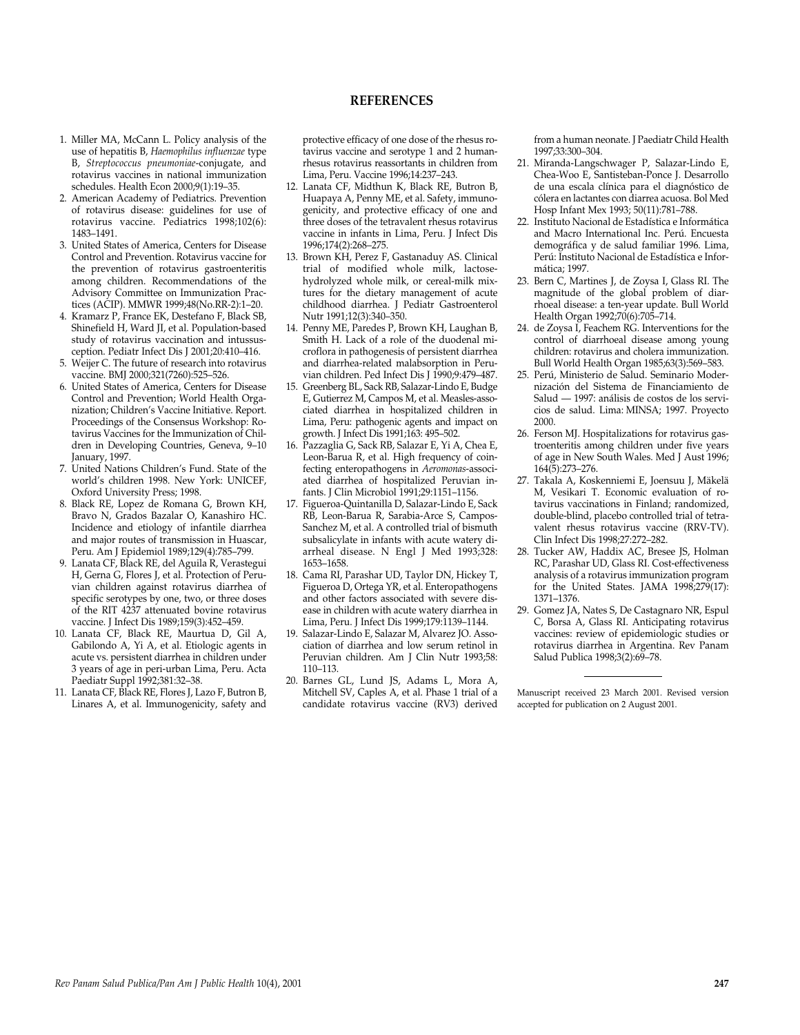## REFERENCES

1. Miller MA, McCann L. Policy analysis of the use of hepatitis B, *Haemophilus influenzae* type B, *Streptococcus pneumoniae*-conjugate, and rotavirus vaccines in national immunization schedules. Health Econ 2000;9(1):19–35.
2. American Academy of Pediatrics. Prevention of rotavirus disease: guidelines for use of rotavirus vaccine. Pediatrics 1998;102(6): 1483–1491.
3. United States of America, Centers for Disease Control and Prevention. Rotavirus vaccine for the prevention of rotavirus gastroenteritis among children. Recommendations of the Advisory Committee on Immunization Practices (ACIP). MMWR 1999;48(No.RR-2):1–20.
4. Kramarz P, France EK, Destefano F, Black SB, Shinefield H, Ward JI, et al. Population-based study of rotavirus vaccination and intussusception. Pediatr Infect Dis J 2001;20:410–416.
5. Weijer C. The future of research into rotavirus vaccine. BMJ 2000;321(7260):525–526.
6. United States of America, Centers for Disease Control and Prevention; World Health Organization; Children's Vaccine Initiative. Report. Proceedings of the Consensus Workshop: Rotavirus Vaccines for the Immunization of Children in Developing Countries, Geneva, 9–10 January, 1997.
7. United Nations Children's Fund. State of the world's children 1998. New York: UNICEF, Oxford University Press; 1998.
8. Black RE, Lopez de Romana G, Brown KH, Bravo N, Grados Bazalar O, Kanashiro HC. Incidence and etiology of infantile diarrhea and major routes of transmission in Huascar, Peru. Am J Epidemiol 1989;129(4):785–799.
9. Lanata CF, Black RE, del Aguila R, Verastegui H, Gerna G, Flores J, et al. Protection of Peruvian children against rotavirus diarrhea of specific serotypes by one, two, or three doses of the RIT 4237 attenuated bovine rotavirus vaccine. J Infect Dis 1989;159(3):452–459.
10. Lanata CF, Black RE, Maurtua D, Gil A, Gabilondo A, Yi A, et al. Etiologic agents in acute vs. persistent diarrhea in children under 3 years of age in peri-urban Lima, Peru. Acta Paediatr Suppl 1992;381:32–38.
11. Lanata CF, Black RE, Flores J, Lazo F, Butron B, Linares A, et al. Immunogenicity, safety and protective efficacy of one dose of the rhesus rotavirus vaccine and serotype 1 and 2 human-rhesus rotavirus reassortants in children from Lima, Peru. Vaccine 1996;14:237–243.
12. Lanata CF, Midthun K, Black RE, Butron B, Huapaya A, Penny ME, et al. Safety, immunogenicity, and protective efficacy of one and three doses of the tetravalent rhesus rotavirus vaccine in infants in Lima, Peru. J Infect Dis 1996;174(2):268–275.
13. Brown KH, Perez F, Gastanaduy AS. Clinical trial of modified whole milk, lactose-hydrolyzed whole milk, or cereal-milk mixtures for the dietary management of acute childhood diarrhea. J Pediatr Gastroenterol Nutr 1991;12(3):340–350.
14. Penny ME, Paredes P, Brown KH, Laughan B, Smith H. Lack of a role of the duodenal microflora in pathogenesis of persistent diarrhea and diarrhea-related malabsorption in Peruvian children. Ped Infect Dis J 1990;9:479–487.
15. Greenberg BL, Sack RB, Salazar-Lindo E, Budge E, Gutierrez M, Campos M, et al. Measles-associated diarrhea in hospitalized children in Lima, Peru: pathogenic agents and impact on growth. J Infect Dis 1991;163: 495–502.
16. Pazzaglia G, Sack RB, Salazar E, Yi A, Chea E, Leon-Barua R, et al. High frequency of coinfecting enteropathogens in *Aeromonas*-associated diarrhea of hospitalized Peruvian infants. J Clin Microbiol 1991;29:1151–1156.
17. Figueroa-Quintanilla D, Salazar-Lindo E, Sack RB, Leon-Barua R, Sarabia-Arce S, Campos-Sanchez M, et al. A controlled trial of bismuth subsalicylate in infants with acute watery diarrheal disease. N Engl J Med 1993;328: 1653–1658.
18. Cama RI, Parashar UD, Taylor DN, Hickey T, Figueroa D, Ortega YR, et al. Enteropathogens and other factors associated with severe disease in children with acute watery diarrhea in Lima, Peru. J Infect Dis 1999;179:1139–1144.
19. Salazar-Lindo E, Salazar M, Alvarez JO. Association of diarrhea and low serum retinol in Peruvian children. Am J Clin Nutr 1993;58: 110–113.
20. Barnes GL, Lund JS, Adams L, Mora A, Mitchell SV, Caples A, et al. Phase 1 trial of a candidate rotavirus vaccine (RV3) derived from a human neonate. J Paediatr Child Health 1997;33:300–304.
21. Miranda-Langschwager P, Salazar-Lindo E, Chea-Woo E, Santisteban-Ponce J. Desarrollo de una escala clínica para el diagnóstico de cólera en lactantes con diarrea acuosa. Bol Med Hosp Infant Mex 1993; 50(11):781–788.
22. Instituto Nacional de Estadística e Informática and Macro International Inc. Perú. Encuesta demográfica y de salud familiar 1996. Lima, Perú: Instituto Nacional de Estadística e Informática; 1997.
23. Bern C, Martines J, de Zoysa I, Glass RI. The magnitude of the global problem of diarrhoeal disease: a ten-year update. Bull World Health Organ 1992;70(6):705–714.
24. de Zoysa I, Feachem RG. Interventions for the control of diarrhoeal disease among young children: rotavirus and cholera immunization. Bull World Health Organ 1985;63(3):569–583.
25. Perú, Ministerio de Salud. Seminario Modernización del Sistema de Financiamiento de Salud — 1997: análisis de costos de los servicios de salud. Lima: MINSA; 1997. Proyecto 2000.
26. Ferson MJ. Hospitalizations for rotavirus gastroenteritis among children under five years of age in New South Wales. Med J Aust 1996; 164(5):273–276.
27. Takala A, Koskenniemi E, Joensuu J, Mäkelä M, Vesikari T. Economic evaluation of rotavirus vaccinations in Finland; randomized, double-blind, placebo controlled trial of tetravalent rhesus rotavirus vaccine (RRV-TV). Clin Infect Dis 1998;27:272–282.
28. Tucker AW, Haddix AC, Bresee JS, Holman RC, Parashar UD, Glass RI. Cost-effectiveness analysis of a rotavirus immunization program for the United States. JAMA 1998;279(17): 1371–1376.
29. Gomez JA, Nates S, De Castagnaro NR, Espul C, Borsa A, Glass RI. Anticipating rotavirus vaccines: review of epidemiologic studies or rotavirus diarrhea in Argentina. Rev Panam Salud Publica 1998;3(2):69–78.

---

Manuscript received 23 March 2001. Revised version accepted for publication on 2 August 2001.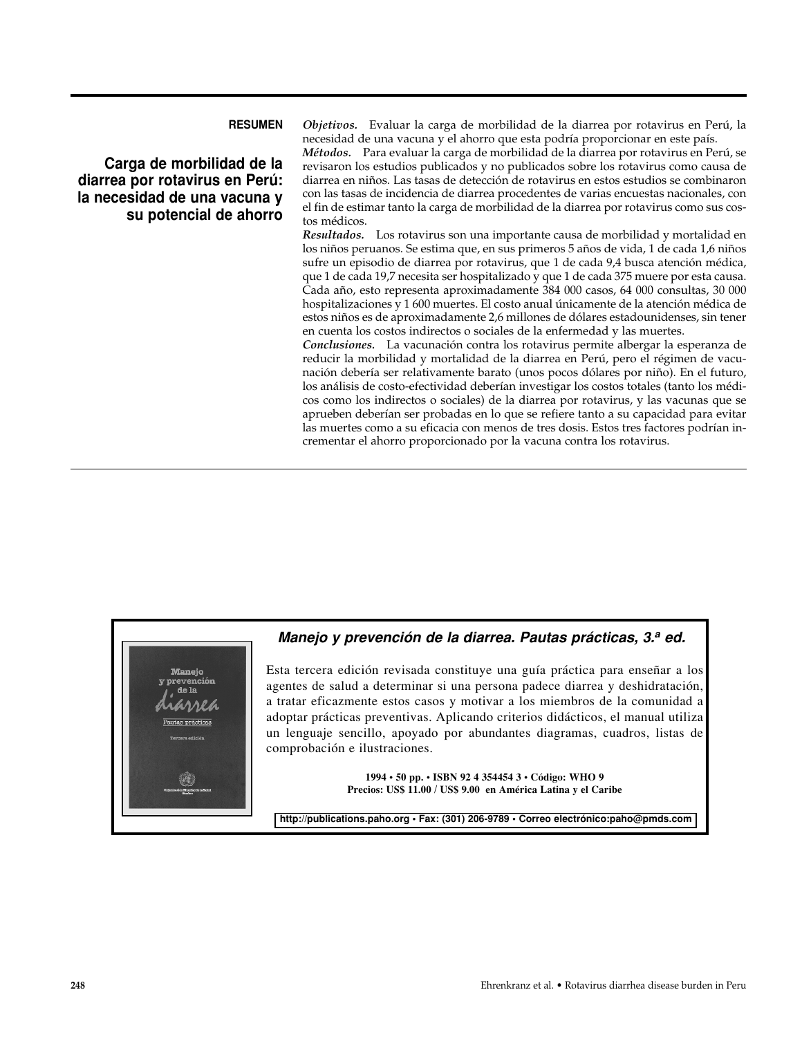**RESUMEN**

## Carga de morbilidad de la diarrea por rotavirus en Perú: la necesidad de una vacuna y su potencial de ahorro

*Objetivos.* Evaluar la carga de morbilidad de la diarrea por rotavirus en Perú, la necesidad de una vacuna y el ahorro que esta podría proporcionar en este país.

*Métodos.* Para evaluar la carga de morbilidad de la diarrea por rotavirus en Perú, se revisaron los estudios publicados y no publicados sobre los rotavirus como causa de diarrea en niños. Las tasas de detección de rotavirus en estos estudios se combinaron con las tasas de incidencia de diarrea procedentes de varias encuestas nacionales, con el fin de estimar tanto la carga de morbilidad de la diarrea por rotavirus como sus costos médicos.

*Resultados.* Los rotavirus son una importante causa de morbilidad y mortalidad en los niños peruanos. Se estima que, en sus primeros 5 años de vida, 1 de cada 1,6 niños sufre un episodio de diarrea por rotavirus, que 1 de cada 9,4 busca atención médica, que 1 de cada 19,7 necesita ser hospitalizado y que 1 de cada 375 muere por esta causa. Cada año, esto representa aproximadamente 384 000 casos, 64 000 consultas, 30 000 hospitalizaciones y 1 600 muertes. El costo anual únicamente de la atención médica de estos niños es de aproximadamente 2,6 millones de dólares estadounidenses, sin tener en cuenta los costos indirectos o sociales de la enfermedad y las muertes.

*Conclusiones.* La vacunación contra los rotavirus permite albergar la esperanza de reducir la morbilidad y mortalidad de la diarrea en Perú, pero el régimen de vacunación debería ser relativamente barato (unos pocos dólares por niño). En el futuro, los análisis de costo-efectividad deberían investigar los costos totales (tanto los médicos como los indirectos o sociales) de la diarrea por rotavirus, y las vacunas que se aprueben deberían ser probadas en lo que se refiere tanto a su capacidad para evitar las muertes como a su eficacia con menos de tres dosis. Estos tres factores podrían incrementar el ahorro proporcionado por la vacuna contra los rotavirus.

---

***Manejo y prevención de la diarrea. Pautas prácticas, 3.ª ed.***

Esta tercera edición revisada constituye una guía práctica para enseñar a los agentes de salud a determinar si una persona padece diarrea y deshidratación, a tratar eficazmente estos casos y motivar a los miembros de la comunidad a adoptar prácticas preventivas. Aplicando criterios didácticos, el manual utiliza un lenguaje sencillo, apoyado por abundantes diagramas, cuadros, listas de comprobación e ilustraciones.

**1994 • 50 pp. • ISBN 92 4 354454 3 • Código: WHO 9**
**Precios: US$ 11.00 / US$ 9.00 en América Latina y el Caribe**

**http://publications.paho.org • Fax: (301) 206-9789 • Correo electrónico:paho@pmds.com**